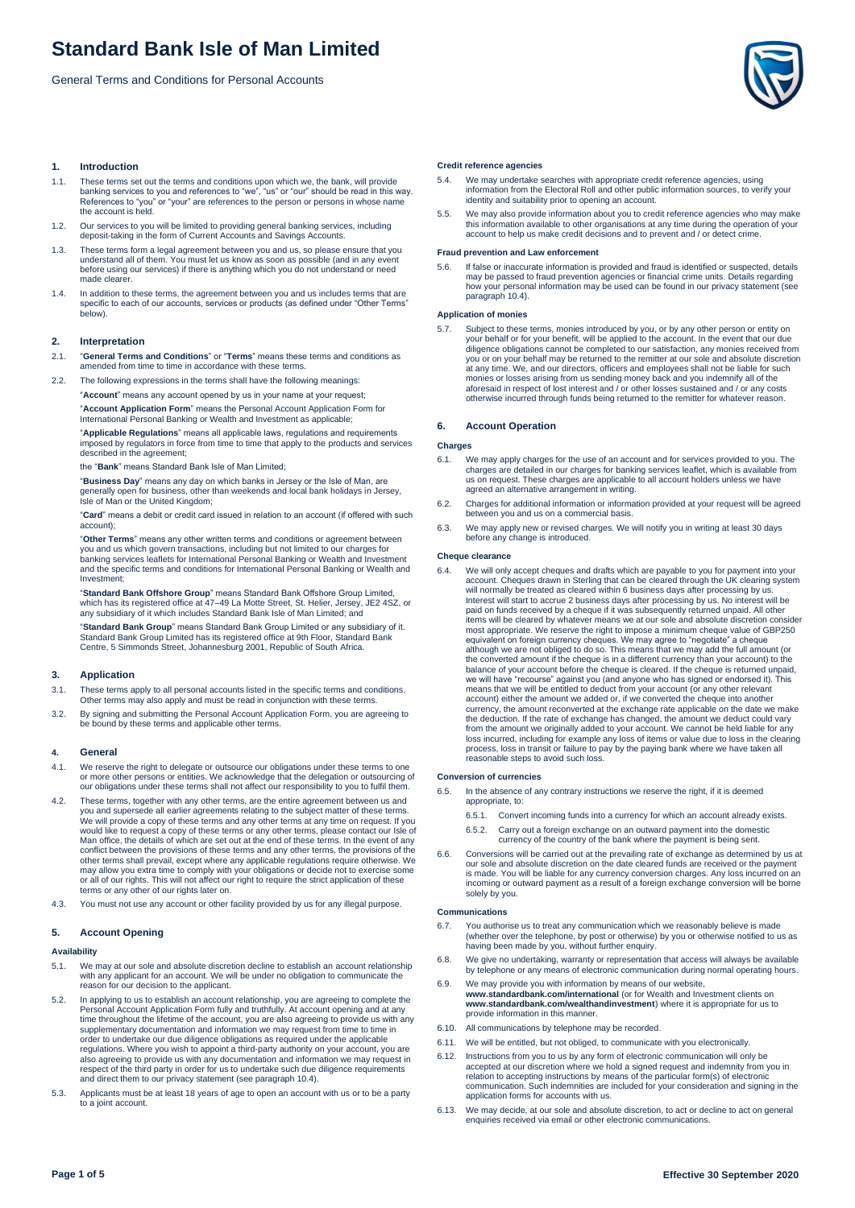# Standard Bank Isle of Man Limited

General Terms and Conditions for Personal Accounts

## 1. Introduction

1.1. These terms set out the terms and conditions upon which we, the bank, will provide banking services to you and references to "we", "us" or "our" should be read in this way. References to "you" or "your" are references to the person or persons in whose name the account is held.

1.2. Our services to you will be limited to providing general banking services, including deposit-taking in the form of Current Accounts and Savings Accounts.

1.3. These terms form a legal agreement between you and us, so please ensure that you understand all of them. You must let us know as soon as possible (and in any event before using our services) if there is anything which you do not understand or need made clearer.

1.4. In addition to these terms, the agreement between you and us includes terms that are specific to each of our accounts, services or products (as defined under "Other Terms" below).

## 2. Interpretation

2.1. "**General Terms and Conditions**" or "**Terms**" means these terms and conditions as amended from time to time in accordance with these terms.

2.2. The following expressions in the terms shall have the following meanings:

"**Account**" means any account opened by us in your name at your request;

"**Account Application Form**" means the Personal Account Application Form for International Personal Banking or Wealth and Investment as applicable;

"**Applicable Regulations**" means all applicable laws, regulations and requirements imposed by regulators in force from time to time that apply to the products and services described in the agreement;

the "**Bank**" means Standard Bank Isle of Man Limited;

"**Business Day**" means any day on which banks in Jersey or the Isle of Man, are generally open for business, other than weekends and local bank holidays in Jersey, Isle of Man or the United Kingdom;

"**Card**" means a debit or credit card issued in relation to an account (if offered with such account);

"**Other Terms**" means any other written terms and conditions or agreement between you and us which govern transactions, including but not limited to our charges for banking services leaflets for International Personal Banking or Wealth and Investment and the specific terms and conditions for International Personal Banking or Wealth and Investment;

"**Standard Bank Offshore Group**" means Standard Bank Offshore Group Limited, which has its registered office at 47–49 La Motte Street, St. Helier, Jersey, JE2 4SZ, or any subsidiary of it which includes Standard Bank Isle of Man Limited; and

"**Standard Bank Group**" means Standard Bank Group Limited or any subsidiary of it. Standard Bank Group Limited has its registered office at 9th Floor, Standard Bank Centre, 5 Simmonds Street, Johannesburg 2001, Republic of South Africa.

## 3. Application

3.1. These terms apply to all personal accounts listed in the specific terms and conditions. Other terms may also apply and must be read in conjunction with these terms.

3.2. By signing and submitting the Personal Account Application Form, you are agreeing to be bound by these terms and applicable other terms.

## 4. General

4.1. We reserve the right to delegate or outsource our obligations under these terms to one or more other persons or entities. We acknowledge that the delegation or outsourcing of our obligations under these terms shall not affect our responsibility to you to fulfil them.

4.2. These terms, together with any other terms, are the entire agreement between us and you and supersede all earlier agreements relating to the subject matter of these terms. We will provide a copy of these terms and any other terms at any time on request. If you would like to request a copy of these terms or any other terms, please contact our Isle of Man office, the details of which are set out at the end of these terms. In the event of any conflict between the provisions of these terms and any other terms, the provisions of the other terms shall prevail, except where any applicable regulations require otherwise. We may allow you extra time to comply with your obligations or decide not to exercise some or all of our rights. This will not affect our right to require the strict application of these terms or any other of our rights later on.

4.3. You must not use any account or other facility provided by us for any illegal purpose.

## 5. Account Opening

### Availability

5.1. We may at our sole and absolute discretion decline to establish an account relationship with any applicant for an account. We will be under no obligation to communicate the reason for our decision to the applicant.

5.2. In applying to us to establish an account relationship, you are agreeing to complete the Personal Account Application Form fully and truthfully. At account opening and at any time throughout the lifetime of the account, you are also agreeing to provide us with any supplementary documentation and information we may request from time to time in order to undertake our due diligence obligations as required under the applicable regulations. Where you wish to appoint a third-party authority on your account, you are also agreeing to provide us with any documentation and information we may request in respect of the third party in order for us to undertake such due diligence requirements and direct them to our privacy statement (see paragraph 10.4).

5.3. Applicants must be at least 18 years of age to open an account with us or to be a party to a joint account.

### Credit reference agencies

5.4. We may undertake searches with appropriate credit reference agencies, using information from the Electoral Roll and other public information sources, to verify your identity and suitability prior to opening an account.

5.5. We may also provide information about you to credit reference agencies who may make this information available to other organisations at any time during the operation of your account to help us make credit decisions and to prevent and / or detect crime.

### Fraud prevention and Law enforcement

5.6. If false or inaccurate information is provided and fraud is identified or suspected, details may be passed to fraud prevention agencies or financial crime units. Details regarding how your personal information may be used can be found in our privacy statement (see paragraph 10.4).

### Application of monies

5.7. Subject to these terms, monies introduced by you, or by any other person or entity on your behalf or for your benefit, will be applied to the account. In the event that our due diligence obligations cannot be completed to our satisfaction, any monies received from you or on your behalf may be returned to the remitter at our sole and absolute discretion at any time. We, and our directors, officers and employees shall not be liable for such monies or losses arising from us sending money back and you indemnify all of the aforesaid in respect of lost interest and / or other losses sustained and / or any costs otherwise incurred through funds being returned to the remitter for whatever reason.

## 6. Account Operation

### Charges

6.1. We may apply charges for the use of an account and for services provided to you. The charges are detailed in our charges for banking services leaflet, which is available from us on request. These charges are applicable to all account holders unless we have agreed an alternative arrangement in writing.

6.2. Charges for additional information or information provided at your request will be agreed between you and us on a commercial basis.

6.3. We may apply new or revised charges. We will notify you in writing at least 30 days before any change is introduced.

### Cheque clearance

6.4. We will only accept cheques and drafts which are payable to you for payment into your account. Cheques drawn in Sterling that can be cleared through the UK clearing system will normally be treated as cleared within 6 business days after processing by us. Interest will start to accrue 2 business days after processing by us. No interest will be paid on funds received by a cheque if it was subsequently returned unpaid. All other items will be cleared by whatever means we at our sole and absolute discretion consider most appropriate. We reserve the right to impose a minimum cheque value of GBP250 equivalent on foreign currency cheques. We may agree to "negotiate" a cheque although we are not obliged to do so. This means that we may add the full amount (or the converted amount if the cheque is in a different currency than your account) to the balance of your account before the cheque is cleared. If the cheque is returned unpaid, we will have "recourse" against you (and anyone who has signed or endorsed it). This means that we will be entitled to deduct from your account (or any other relevant account) either the amount we added or, if we converted the cheque into another currency, the amount reconverted at the exchange rate applicable on the date we make the deduction. If the rate of exchange has changed, the amount we deduct could vary from the amount we originally added to your account. We cannot be held liable for any loss incurred, including for example any loss of items or value due to loss in the clearing process, loss in transit or failure to pay by the paying bank where we have taken all reasonable steps to avoid such loss.

### Conversion of currencies

6.5. In the absence of any contrary instructions we reserve the right, if it is deemed appropriate, to:

6.5.1. Convert incoming funds into a currency for which an account already exists.

6.5.2. Carry out a foreign exchange on an outward payment into the domestic currency of the country of the bank where the payment is being sent.

6.6. Conversions will be carried out at the prevailing rate of exchange as determined by us at our sole and absolute discretion on the date cleared funds are received or the payment is made. You will be liable for any currency conversion charges. Any loss incurred on an incoming or outward payment as a result of a foreign exchange conversion will be borne solely by you.

### Communications

6.7. You authorise us to treat any communication which we reasonably believe is made (whether over the telephone, by post or otherwise) by you or otherwise notified to us as having been made by you, without further enquiry.

6.8. We give no undertaking, warranty or representation that access will always be available by telephone or any means of electronic communication during normal operating hours.

6.9. We may provide you with information by means of our website, **www.standardbank.com/international** (or for Wealth and Investment clients on **www.standardbank.com/wealthandinvestment**) where it is appropriate for us to provide information in this manner.

6.10. All communications by telephone may be recorded.

6.11. We will be entitled, but not obliged, to communicate with you electronically.

6.12. Instructions from you to us by any form of electronic communication will only be accepted at our discretion where we hold a signed request and indemnity from you in relation to accepting instructions by means of the particular form(s) of electronic communication. Such indemnities are included for your consideration and signing in the application forms for accounts with us.

6.13. We may decide, at our sole and absolute discretion, to act or decline to act on general enquiries received via email or other electronic communications.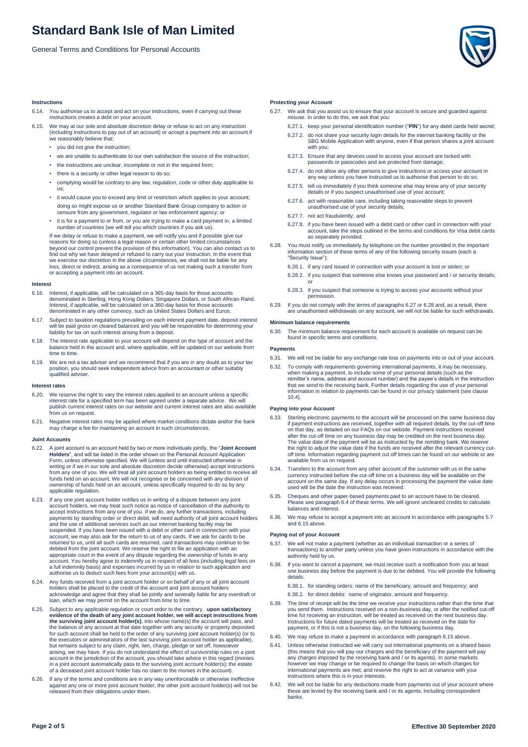#### Instructions

6.14. You authorise us to accept and act on your instructions, even if carrying out these instructions creates a debt on your account.

6.15. We may at our sole and absolute discretion delay or refuse to act on any instruction (including instructions to pay out of an account) or accept a payment into an account if we reasonably believe that:

- you did not give the instruction;
- we are unable to authenticate to our own satisfaction the source of the instruction;
- the instructions are unclear, incomplete or not in the required form;
- there is a security or other legal reason to do so;
- complying would be contrary to any law, regulation, code or other duty applicable to us;
- it would cause you to exceed any limit or restriction which applies to your account; doing so might expose us or another Standard Bank Group company to action or censure from any government, regulator or law enforcement agency; or
- it is for a payment to or from, or you are trying to make a card payment in, a limited number of countries (we will tell you which countries if you ask us).

If we delay or refuse to make a payment, we will notify you and if possible give our reasons for doing so (unless a legal reason or certain other limited circumstances beyond our control prevent the provision of this information). You can also contact us to find out why we have delayed or refused to carry out your instruction. In the event that we exercise our discretion in the above circumstances, we shall not be liable for any loss, direct or indirect, arising as a consequence of us not making such a transfer from or accepting a payment into an account.

#### Interest

6.16. Interest, if applicable, will be calculated on a 365-day basis for those accounts denominated in Sterling, Hong Kong Dollars, Singapore Dollars, or South African Rand. Interest, if applicable, will be calculated on a 360-day basis for those accounts denominated in any other currency, such as United States Dollars and Euros.

6.17. Subject to taxation regulations prevailing on each interest payment date, deposit interest will be paid gross on cleared balances and you will be responsible for determining your liability for tax on such interest arising from a deposit.

6.18. The interest rate applicable to your account will depend on the type of account and the balance held in the account and, where applicable, will be updated on our website from time to time.

6.19. We are not a tax adviser and we recommend that if you are in any doubt as to your tax position, you should seek independent advice from an accountant or other suitably qualified adviser.

#### Interest rates

6.20. We reserve the right to vary the interest rates applied to an account unless a specific interest rate for a specified term has been agreed under a separate advice. We will publish current interest rates on our website and current interest rates are also available from us on request.

6.21. Negative interest rates may be applied where market conditions dictate and/or the bank may charge a fee for maintaining an account in such circumstances.

#### Joint Accounts

6.22. A joint account is an account held by two or more individuals jointly, the "**Joint Account Holders**", and will be listed in the order shown on the Personal Account Application Form, unless otherwise specified. We will (unless and until instructed otherwise in writing or if we in our sole and absolute discretion decide otherwise) accept instructions from any one of you. We will treat all joint account holders as being entitled to receive all funds held on an account. We will not recognise or be concerned with any division of ownership of funds held on an account, unless specifically required to do so by any applicable regulation.

6.23. If any one joint account holder notifies us in writing of a dispute between any joint account holders, we may treat such notice as notice of cancellation of the authority to accept instructions from any one of you. If we do, any further transactions, including payments by standing order or direct debit, will need authority of all joint account holders and the use of additional services such as our internet banking facility may be suspended. If you have been issued with a debit or other card in connection with your account, we may also ask for the return to us of any cards. If we ask for cards to be returned to us, until all such cards are returned, card transactions may continue to be debited from the joint account. We reserve the right to file an application with an appropriate court in the event of any dispute regarding the ownership of funds in any account. You hereby agree to indemnify us in respect of all fees (including legal fees on a full indemnity basis) and expenses incurred by us in relation to such application and authorise us to deduct such fees from your account(s) with us.

6.24. Any funds received from a joint account holder or on behalf of any or all joint account holders shall be placed to the credit of the account and joint account holders acknowledge and agree that they shall be jointly and severally liable for any overdraft or loan, which we may permit on the account from time to time.

6.25. Subject to any applicable regulation or court order to the contrary, **upon satisfactory evidence of the death of any joint account holder, we will accept instructions from the surviving joint account holder(s)**, into whose name(s) the account will pass, and the balance of any account at that date together with any security or property deposited for such account shall be held to the order of any surviving joint account holder(s) (or to the executors or administrators of the last surviving joint account holder as applicable), but remains subject to any claim, right, lien, charge, pledge or set off, howsoever arising, we may have. If you do not understand the effect of survivorship rules on a joint account in the jurisdiction of the account, you should take advice in this regard (monies in a joint account automatically pass to the surviving joint account holder(s); the estate of a deceased joint account holder has no claim to the monies in the account).

6.26. If any of the terms and conditions are in any way unenforceable or otherwise ineffective against any one or more joint account holder, the other joint account holder(s) will not be released from their obligations under them.

#### Protecting your Account

6.27. We ask that you assist us to ensure that your account is secure and guarded against misuse. In order to do this, we ask that you:

6.27.1. keep your personal identification number ("**PIN**") for any debit cards held secret;

6.27.2. do not share your security login details for the internet banking facility or the SBG Mobile Application with anyone, even if that person shares a joint account with you;

6.27.3. Ensure that any devices used to access your account are locked with passwords or passcodes and are protected from damage;

6.27.4. do not allow any other persons to give instructions or access your account in any way unless you have instructed us to authorise that person to do so;

6.27.5. tell us immediately if you think someone else may know any of your security details or if you suspect unauthorised use of your account;

6.27.6. act with reasonable care, including taking reasonable steps to prevent unauthorised use of your security details;

6.27.7. not act fraudulently; and

6.27.8. if you have been issued with a debit card or other card in connection with your account, take the steps outlined in the terms and conditions for Visa debit cards as separately provided.

6.28. You must notify us immediately by telephone on the number provided in the important information section of these terms of any of the following security issues (each a "Security Issue"):

6.28.1. if any card issued in connection with your account is lost or stolen; or

6.28.2. if you suspect that someone else knows your password and / or security details; or

6.28.3. if you suspect that someone is trying to access your accounts without your permission.

6.29. If you do not comply with the terms of paragraphs 6.27 or 6.28 and, as a result, there are unauthorised withdrawals on any account, we will not be liable for such withdrawals.

#### Minimum balance requirements

6.30. The minimum balance requirement for each account is available on request can be found in specific terms and conditions.

#### Payments

6.31. We will not be liable for any exchange rate loss on payments into or out of your account.

6.32. To comply with requirements governing international payments, it may be necessary, when making a payment, to include some of your personal details (such as the remitter's name, address and account number) and the payee's details in the instruction that we send to the receiving bank. Further details regarding the use of your personal information in relation to payments can be found in our privacy statement (see clause 10.4).

#### Paying into your Account

6.33. Sterling electronic payments to the account will be processed on the same business day if payment instructions are received, together with all required details, by the cut-off time on that day, as detailed on our FAQs on our website. Payment instructions received after the cut-off time on any business day may be credited on the next business day. The value date of the payment will be as instructed by the remitting bank. We reserve the right to adjust the value date if the funds are received after the relevant currency cut-off time. Information regarding payment cut off times can be found on our website or are available from us on request.

6.34. Transfers to the account from any other account of the customer with us in the same currency instructed before the cut-off time on a business day will be available on the account on the same day. If any delay occurs in processing the payment the value date used will be the date the instruction was received.

6.35. Cheques and other paper-based payments paid to an account have to be cleared. Please see paragraph 6.4 of these terms. We will ignore uncleared credits to calculate balances and interest.

6.36. We may refuse to accept a payment into an account in accordance with paragraphs 5.7 and 6.15 above.

#### Paying out of your Account

6.37. We will not make a payment (whether as an individual transaction or a series of transactions) to another party unless you have given instructions in accordance with the authority held by us.

6.38. If you want to cancel a payment, we must receive such a notification from you at least one business day before the payment is due to be debited. You will provide the following details:

6.38.1. for standing orders: name of the beneficiary, amount and frequency; and

6.38.2. for direct debits: name of originator, amount and frequency.

6.39. The time of receipt will be the time we receive your instructions rather than the time that you send them. Instructions received on a non-business day, or after the notified cut-off time for receiving an instruction, will be treated as received on the next business day. Instructions for future dated payments will be treated as received on the date for payment, or if this is not a business day, on the following business day.

6.40. We may refuse to make a payment in accordance with paragraph 6.15 above.

6.41. Unless otherwise instructed we will carry out international payments on a shared basis (this means that you will pay our charges and the beneficiary of the payment will pay any charges imposed by the receiving bank and / or its agents). In some markets however we may change or be required to change the basis on which charges for international payments are met, and reserve the right to act at variance with your instructions where this is in your interests.

6.42. We will not be liable for any deductions made from payments out of your account where these are levied by the receiving bank and / or its agents, including correspondent banks.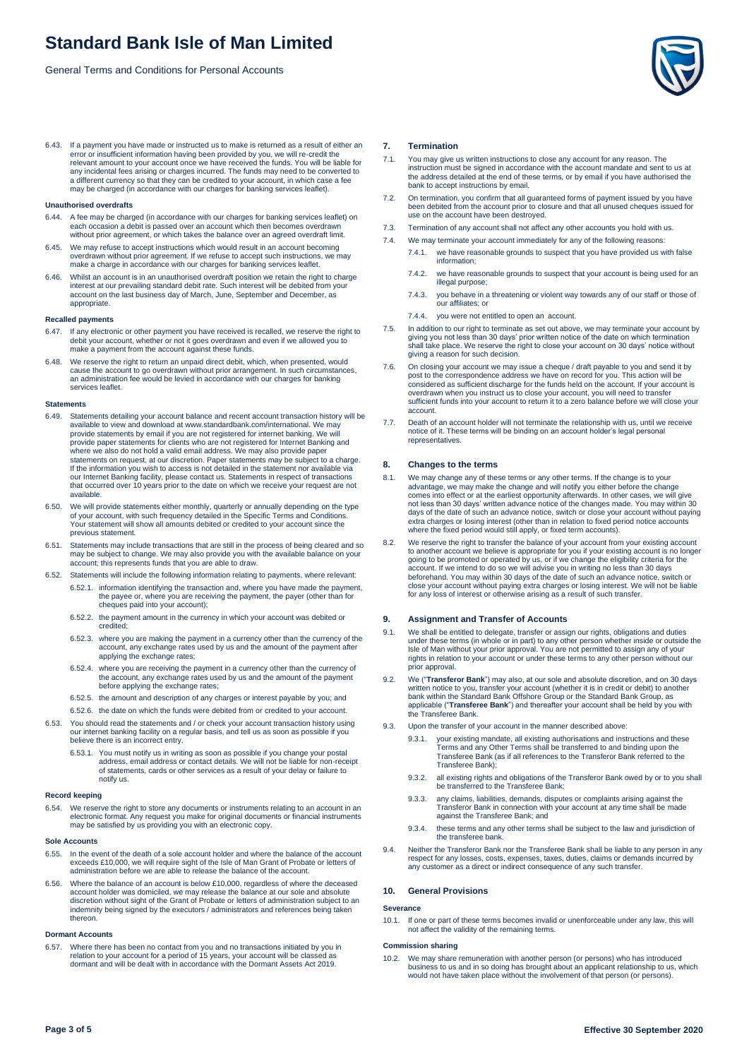6.43. If a payment you have made or instructed us to make is returned as a result of either an error or insufficient information having been provided by you, we will re-credit the relevant amount to your account once we have received the funds. You will be liable for any incidental fees arising or charges incurred. The funds may need to be converted to a different currency so that they can be credited to your account, in which case a fee may be charged (in accordance with our charges for banking services leaflet).

#### Unauthorised overdrafts

6.44. A fee may be charged (in accordance with our charges for banking services leaflet) on each occasion a debit is passed over an account which then becomes overdrawn without prior agreement, or which takes the balance over an agreed overdraft limit.

6.45. We may refuse to accept instructions which would result in an account becoming overdrawn without prior agreement. If we refuse to accept such instructions, we may make a charge in accordance with our charges for banking services leaflet.

6.46. Whilst an account is in an unauthorised overdraft position we retain the right to charge interest at our prevailing standard debit rate. Such interest will be debited from your account on the last business day of March, June, September and December, as appropriate.

#### Recalled payments

6.47. If any electronic or other payment you have received is recalled, we reserve the right to debit your account, whether or not it goes overdrawn and even if we allowed you to make a payment from the account against these funds.

6.48. We reserve the right to return an unpaid direct debit, which, when presented, would cause the account to go overdrawn without prior arrangement. In such circumstances, an administration fee would be levied in accordance with our charges for banking services leaflet.

#### Statements

6.49. Statements detailing your account balance and recent account transaction history will be available to view and download at www.standardbank.com/international. We may provide statements by email if you are not registered for internet banking. We will provide paper statements for clients who are not registered for Internet Banking and where we also do not hold a valid email address. We may also provide paper statements on request, at our discretion. Paper statements may be subject to a charge. If the information you wish to access is not detailed in the statement nor available via our Internet Banking facility, please contact us. Statements in respect of transactions that occurred over 10 years prior to the date on which we receive your request are not available.

6.50. We will provide statements either monthly, quarterly or annually depending on the type of your account, with such frequency detailed in the Specific Terms and Conditions. Your statement will show all amounts debited or credited to your account since the previous statement.

6.51. Statements may include transactions that are still in the process of being cleared and so may be subject to change. We may also provide you with the available balance on your account; this represents funds that you are able to draw.

6.52. Statements will include the following information relating to payments, where relevant:

- 6.52.1. information identifying the transaction and, where you have made the payment, the payee or, where you are receiving the payment, the payer (other than for cheques paid into your account);
- 6.52.2. the payment amount in the currency in which your account was debited or credited;
- 6.52.3. where you are making the payment in a currency other than the currency of the account, any exchange rates used by us and the amount of the payment after applying the exchange rates;
- 6.52.4. where you are receiving the payment in a currency other than the currency of the account, any exchange rates used by us and the amount of the payment before applying the exchange rates;
- 6.52.5. the amount and description of any charges or interest payable by you; and
- 6.52.6. the date on which the funds were debited from or credited to your account.

6.53. You should read the statements and / or check your account transaction history using our internet banking facility on a regular basis, and tell us as soon as possible if you believe there is an incorrect entry.

- 6.53.1. You must notify us in writing as soon as possible if you change your postal address, email address or contact details. We will not be liable for non-receipt of statements, cards or other services as a result of your delay or failure to notify us.

#### Record keeping

6.54. We reserve the right to store any documents or instruments relating to an account in an electronic format. Any request you make for original documents or financial instruments may be satisfied by us providing you with an electronic copy.

#### Sole Accounts

6.55. In the event of the death of a sole account holder and where the balance of the account exceeds £10,000, we will require sight of the Isle of Man Grant of Probate or letters of administration before we are able to release the balance of the account.

6.56. Where the balance of an account is below £10,000, regardless of where the deceased account holder was domiciled, we may release the balance at our sole and absolute discretion without sight of the Grant of Probate or letters of administration subject to an indemnity being signed by the executors / administrators and references being taken thereon.

#### Dormant Accounts

6.57. Where there has been no contact from you and no transactions initiated by you in relation to your account for a period of 15 years, your account will be classed as dormant and will be dealt with in accordance with the Dormant Assets Act 2019.

## 7. Termination

7.1. You may give us written instructions to close any account for any reason. The instruction must be signed in accordance with the account mandate and sent to us at the address detailed at the end of these terms, or by email if you have authorised the bank to accept instructions by email.

7.2. On termination, you confirm that all guaranteed forms of payment issued by you have been debited from the account prior to closure and that all unused cheques issued for use on the account have been destroyed.

7.3. Termination of any account shall not affect any other accounts you hold with us.

7.4. We may terminate your account immediately for any of the following reasons:

- 7.4.1. we have reasonable grounds to suspect that you have provided us with false information;
- 7.4.2. we have reasonable grounds to suspect that your account is being used for an illegal purpose;
- 7.4.3. you behave in a threatening or violent way towards any of our staff or those of our affiliates; or
- 7.4.4. you were not entitled to open an account.

7.5. In addition to our right to terminate as set out above, we may terminate your account by giving you not less than 30 days' prior written notice of the date on which termination shall take place. We reserve the right to close your account on 30 days' notice without giving a reason for such decision.

7.6. On closing your account we may issue a cheque / draft payable to you and send it by post to the correspondence address we have on record for you. This action will be considered as sufficient discharge for the funds held on the account. If your account is overdrawn when you instruct us to close your account, you will need to transfer sufficient funds into your account to return it to a zero balance before we will close your account.

7.7. Death of an account holder will not terminate the relationship with us, until we receive notice of it. These terms will be binding on an account holder's legal personal representatives.

## 8. Changes to the terms

8.1. We may change any of these terms or any other terms. If the change is to your advantage, we may make the change and will notify you either before the change comes into effect or at the earliest opportunity afterwards. In other cases, we will give not less than 30 days' written advance notice of the changes made. You may within 30 days of the date of such an advance notice, switch or close your account without paying extra charges or losing interest (other than in relation to fixed period notice accounts where the fixed period would still apply, or fixed term accounts).

8.2. We reserve the right to transfer the balance of your account from your existing account to another account we believe is appropriate for you if your existing account is no longer going to be promoted or operated by us, or if we change the eligibility criteria for the account. If we intend to do so we will advise you in writing no less than 30 days beforehand. You may within 30 days of the date of such an advance notice, switch or close your account without paying extra charges or losing interest. We will not be liable for any loss of interest or otherwise arising as a result of such transfer.

## 9. Assignment and Transfer of Accounts

9.1. We shall be entitled to delegate, transfer or assign our rights, obligations and duties under these terms (in whole or in part) to any other person whether inside or outside the Isle of Man without your prior approval. You are not permitted to assign any of your rights in relation to your account or under these terms to any other person without our prior approval.

9.2. We ("**Transferor Bank**") may also, at our sole and absolute discretion, and on 30 days written notice to you, transfer your account (whether it is in credit or debit) to another bank within the Standard Bank Offshore Group or the Standard Bank Group, as applicable ("**Transferee Bank**") and thereafter your account shall be held by you with the Transferee Bank.

9.3. Upon the transfer of your account in the manner described above:

- 9.3.1. your existing mandate, all existing authorisations and instructions and these Terms and any Other Terms shall be transferred to and binding upon the Transferee Bank (as if all references to the Transferor Bank referred to the Transferee Bank);
- 9.3.2. all existing rights and obligations of the Transferor Bank owed by or to you shall be transferred to the Transferee Bank;
- 9.3.3. any claims, liabilities, demands, disputes or complaints arising against the Transferor Bank in connection with your account at any time shall be made against the Transferee Bank; and
- 9.3.4. these terms and any other terms shall be subject to the law and jurisdiction of the transferee bank.

9.4. Neither the Transferor Bank nor the Transferee Bank shall be liable to any person in any respect for any losses, costs, expenses, taxes, duties, claims or demands incurred by any customer as a direct or indirect consequence of any such transfer.

## 10. General Provisions

#### Severance

10.1. If one or part of these terms becomes invalid or unenforceable under any law, this will not affect the validity of the remaining terms.

#### Commission sharing

10.2. We may share remuneration with another person (or persons) who has introduced business to us and in so doing has brought about an applicant relationship to us, which would not have taken place without the involvement of that person (or persons).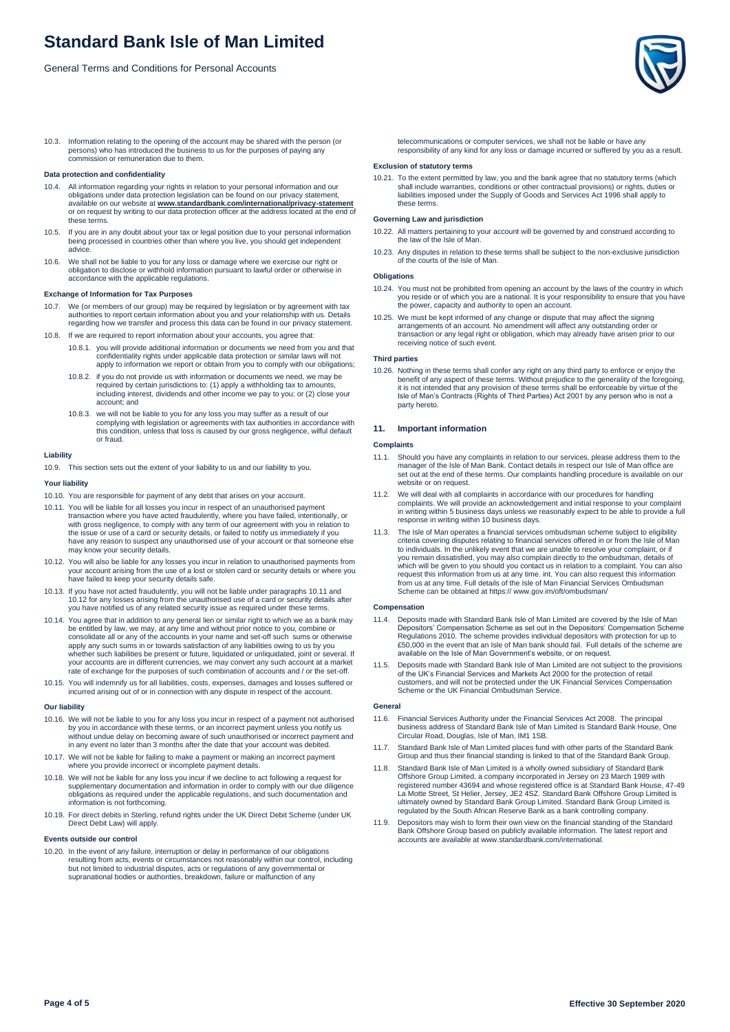10.3. Information relating to the opening of the account may be shared with the person (or persons) who has introduced the business to us for the purposes of paying any commission or remuneration due to them.

**Data protection and confidentiality**

10.4. All information regarding your rights in relation to your personal information and our obligations under data protection legislation can be found on our privacy statement, available on our website at **www.standardbank.com/international/privacy-statement** or on request by writing to our data protection officer at the address located at the end of these terms.

10.5. If you are in any doubt about your tax or legal position due to your personal information being processed in countries other than where you live, you should get independent advice.

10.6. We shall not be liable to you for any loss or damage where we exercise our right or obligation to disclose or withhold information pursuant to lawful order or otherwise in accordance with the applicable regulations.

**Exchange of Information for Tax Purposes**

10.7. We (or members of our group) may be required by legislation or by agreement with tax authorities to report certain information about you and your relationship with us. Details regarding how we transfer and process this data can be found in our privacy statement.

10.8. If we are required to report information about your accounts, you agree that:

10.8.1. you will provide additional information or documents we need from you and that confidentiality rights under applicable data protection or similar laws will not apply to information we report or obtain from you to comply with our obligations;

10.8.2. if you do not provide us with information or documents we need, we may be required by certain jurisdictions to: (1) apply a withholding tax to amounts, including interest, dividends and other income we pay to you; or (2) close your account; and

10.8.3. we will not be liable to you for any loss you may suffer as a result of our complying with legislation or agreements with tax authorities in accordance with this condition, unless that loss is caused by our gross negligence, wilful default or fraud.

**Liability**

10.9. This section sets out the extent of your liability to us and our liability to you.

**Your liability**

10.10. You are responsible for payment of any debt that arises on your account.

10.11. You will be liable for all losses you incur in respect of an unauthorised payment transaction where you have acted fraudulently, where you have failed, intentionally, or with gross negligence, to comply with any term of our agreement with you in relation to the issue or use of a card or security details, or failed to notify us immediately if you have any reason to suspect any unauthorised use of your account or that someone else may know your security details.

10.12. You will also be liable for any losses you incur in relation to unauthorised payments from your account arising from the use of a lost or stolen card or security details or where you have failed to keep your security details safe.

10.13. If you have not acted fraudulently, you will not be liable under paragraphs 10.11 and 10.12 for any losses arising from the unauthorised use of a card or security details after you have notified us of any related security issue as required under these terms.

10.14. You agree that in addition to any general lien or similar right to which we as a bank may be entitled by law, we may, at any time and without prior notice to you, combine or consolidate all or any of the accounts in your name and set-off such sums or otherwise apply any such sums in or towards satisfaction of any liabilities owing to us by you whether such liabilities be present or future, liquidated or unliquidated, joint or several. If your accounts are in different currencies, we may convert any such account at a market rate of exchange for the purposes of such combination of accounts and / or the set-off.

10.15. You will indemnify us for all liabilities, costs, expenses, damages and losses suffered or incurred arising out of or in connection with any dispute in respect of the account.

**Our liability**

10.16. We will not be liable to you for any loss you incur in respect of a payment not authorised by you in accordance with these terms, or an incorrect payment unless you notify us without undue delay on becoming aware of such unauthorised or incorrect payment and in any event no later than 3 months after the date that your account was debited.

10.17. We will not be liable for failing to make a payment or making an incorrect payment where you provide incorrect or incomplete payment details.

10.18. We will not be liable for any loss you incur if we decline to act following a request for supplementary documentation and information in order to comply with our due diligence obligations as required under the applicable regulations, and such documentation and information is not forthcoming.

10.19. For direct debits in Sterling, refund rights under the UK Direct Debit Scheme (under UK Direct Debit Law) will apply.

**Events outside our control**

10.20. In the event of any failure, interruption or delay in performance of our obligations resulting from acts, events or circumstances not reasonably within our control, including but not limited to industrial disputes, acts or regulations of any governmental or supranational bodies or authorities, breakdown, failure or malfunction of any telecommunications or computer services, we shall not be liable or have any responsibility of any kind for any loss or damage incurred or suffered by you as a result.

**Exclusion of statutory terms**

10.21. To the extent permitted by law, you and the bank agree that no statutory terms (which shall include warranties, conditions or other contractual provisions) or rights, duties or liabilities imposed under the Supply of Goods and Services Act 1996 shall apply to these terms.

**Governing Law and jurisdiction**

10.22. All matters pertaining to your account will be governed by and construed according to the law of the Isle of Man.

10.23. Any disputes in relation to these terms shall be subject to the non-exclusive jurisdiction of the courts of the Isle of Man.

**Obligations**

10.24. You must not be prohibited from opening an account by the laws of the country in which you reside or of which you are a national. It is your responsibility to ensure that you have the power, capacity and authority to open an account.

10.25. We must be kept informed of any change or dispute that may affect the signing arrangements of an account. No amendment will affect any outstanding order or transaction or any legal right or obligation, which may already have arisen prior to our receiving notice of such event.

**Third parties**

10.26. Nothing in these terms shall confer any right on any third party to enforce or enjoy the benefit of any aspect of these terms. Without prejudice to the generality of the foregoing, it is not intended that any provision of these terms shall be enforceable by virtue of the Isle of Man's Contracts (Rights of Third Parties) Act 2001 by any person who is not a party hereto.

## 11. Important information

**Complaints**

11.1. Should you have any complaints in relation to our services, please address them to the manager of the Isle of Man Bank. Contact details in respect our Isle of Man office are set out at the end of these terms. Our complaints handling procedure is available on our website or on request.

11.2. We will deal with all complaints in accordance with our procedures for handling complaints. We will provide an acknowledgement and initial response to your complaint in writing within 5 business days unless we reasonably expect to be able to provide a full response in writing within 10 business days.

11.3. The Isle of Man operates a financial services ombudsman scheme subject to eligibility criteria covering disputes relating to financial services offered in or from the Isle of Man to individuals. In the unlikely event that we are unable to resolve your complaint, or if you remain dissatisfied, you may also complain directly to the ombudsman, details of which will be given to you should you contact us in relation to a complaint. You can also request this information from us at any time. int. You can also request this information from us at any time. Full details of the Isle of Man Financial Services Ombudsman Scheme can be obtained at https:// www.gov.im/oft/ombudsman/

**Compensation**

11.4. Deposits made with Standard Bank Isle of Man Limited are covered by the Isle of Man Depositors' Compensation Scheme as set out in the Depositors' Compensation Scheme Regulations 2010. The scheme provides individual depositors with protection for up to £50,000 in the event that an Isle of Man bank should fail. Full details of the scheme are available on the Isle of Man Government's website, or on request.

11.5. Deposits made with Standard Bank Isle of Man Limited are not subject to the provisions of the UK's Financial Services and Markets Act 2000 for the protection of retail customers, and will not be protected under the UK Financial Services Compensation Scheme or the UK Financial Ombudsman Service.

**General**

11.6. Financial Services Authority under the Financial Services Act 2008. The principal business address of Standard Bank Isle of Man Limited is Standard Bank House, One Circular Road, Douglas, Isle of Man, IM1 1SB.

11.7. Standard Bank Isle of Man Limited places fund with other parts of the Standard Bank Group and thus their financial standing is linked to that of the Standard Bank Group.

11.8. Standard Bank Isle of Man Limited is a wholly owned subsidiary of Standard Bank Offshore Group Limited, a company incorporated in Jersey on 23 March 1989 with registered number 43694 and whose registered office is at Standard Bank House, 47-49 La Motte Street, St Helier, Jersey, JE2 4SZ. Standard Bank Offshore Group Limited is ultimately owned by Standard Bank Group Limited. Standard Bank Group Limited is regulated by the South African Reserve Bank as a bank controlling company.

11.9. Depositors may wish to form their own view on the financial standing of the Standard Bank Offshore Group based on publicly available information. The latest report and accounts are available at www.standardbank.com/international.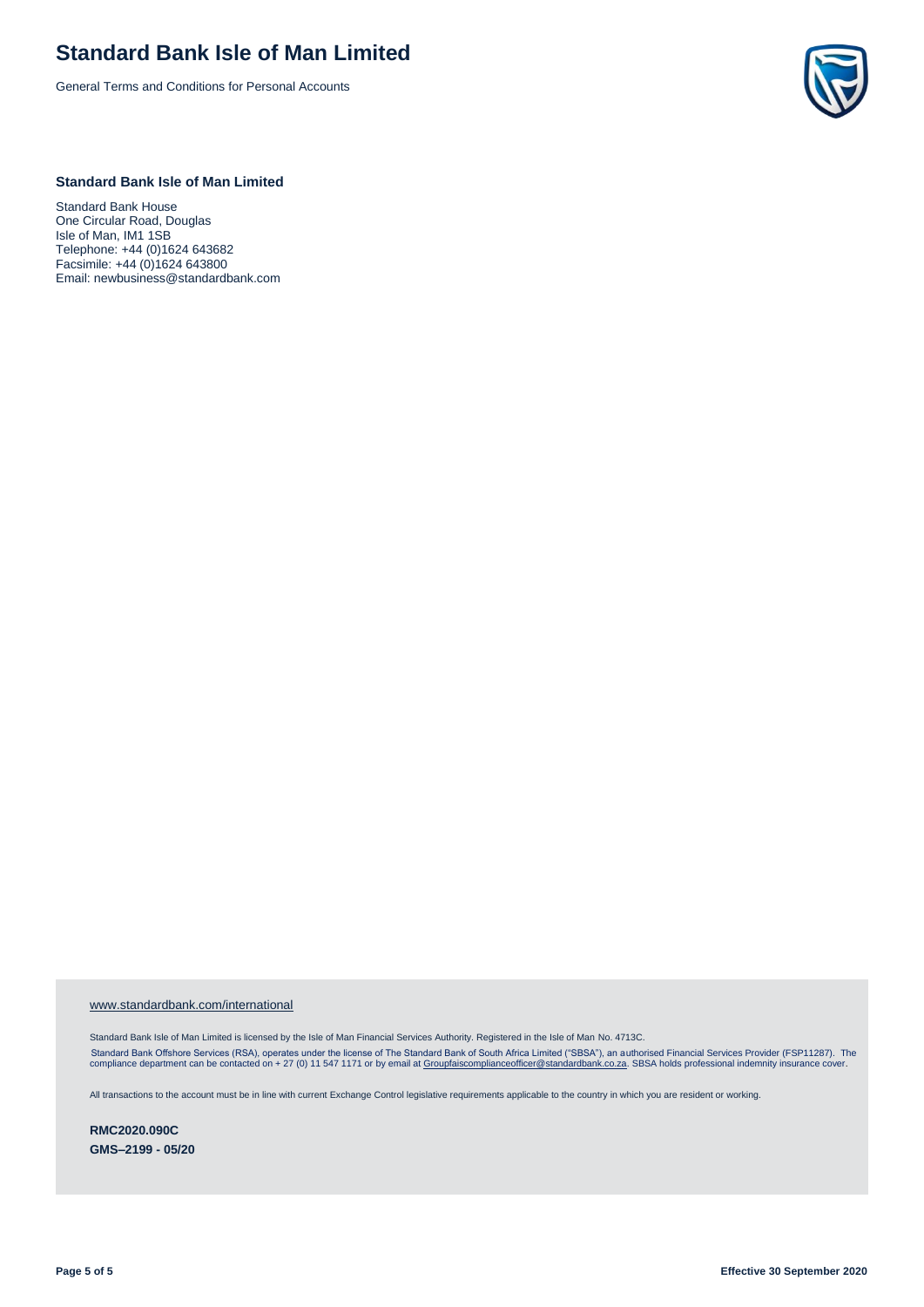**Standard Bank Isle of Man Limited**

Standard Bank House
One Circular Road, Douglas
Isle of Man, IM1 1SB
Telephone: +44 (0)1624 643682
Facsimile: +44 (0)1624 643800
Email: newbusiness@standardbank.com

www.standardbank.com/international

Standard Bank Isle of Man Limited is licensed by the Isle of Man Financial Services Authority. Registered in the Isle of Man No. 4713C.

Standard Bank Offshore Services (RSA), operates under the license of The Standard Bank of South Africa Limited ("SBSA"), an authorised Financial Services Provider (FSP11287). The compliance department can be contacted on + 27 (0) 11 547 1171 or by email at Groupfaiscomplianceofficer@standardbank.co.za. SBSA holds professional indemnity insurance cover.

All transactions to the account must be in line with current Exchange Control legislative requirements applicable to the country in which you are resident or working.

**RMC2020.090C**
**GMS–2199 - 05/20**